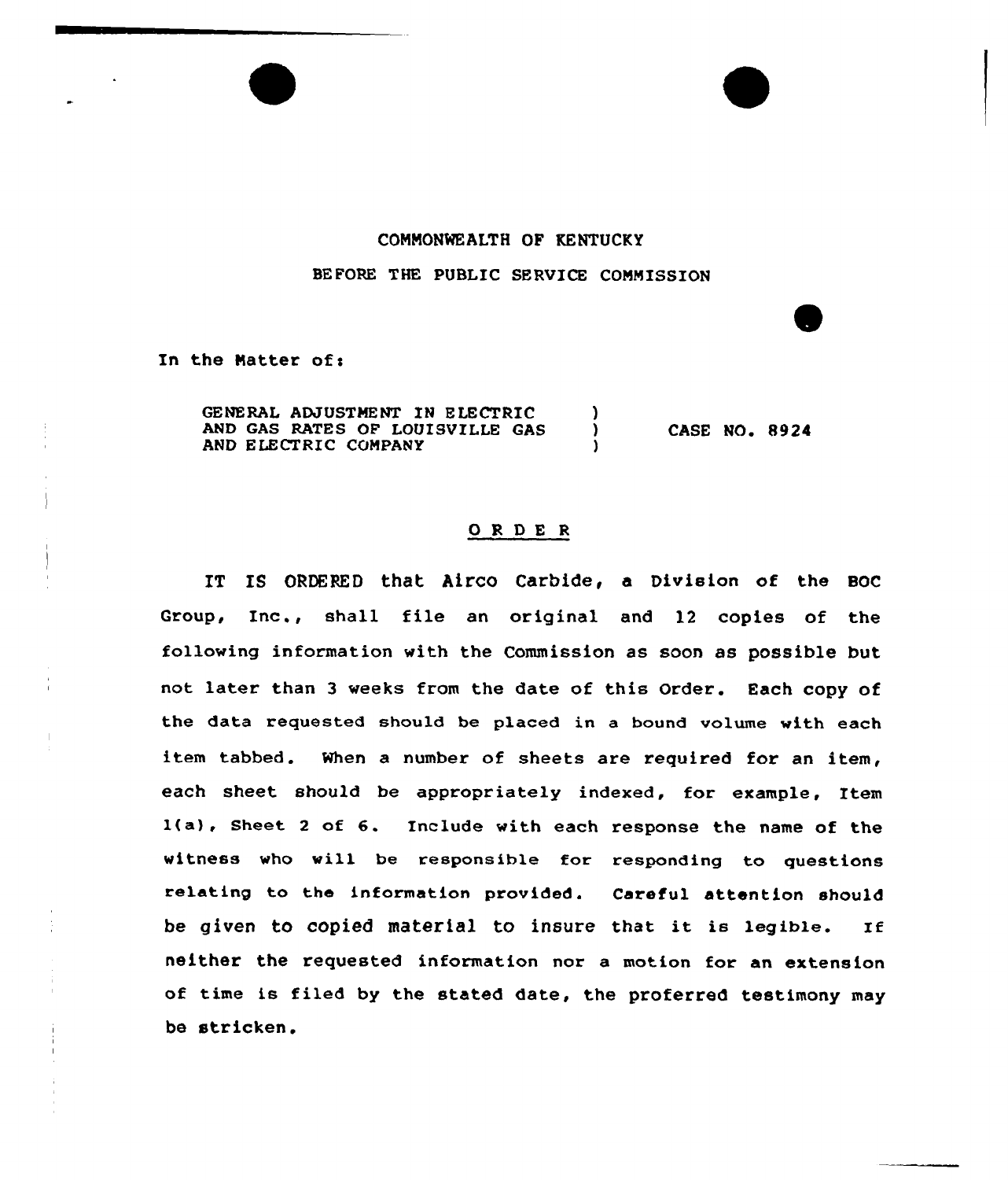COMMONWEALTH OF KENTUCKY

BEFORE THE PUBLIC SERVICE COMMISSION

In the Matter of:

GENERAL ADJUSTMENT IN ELECTRIC AND GAS RATES OF LOUISVILLE GAS AND ELECTRIC COMPANY ) CASE NO. 8924

## O R D E R

IT IS ORDERED that Airco Carbide, a Division of the BOC Group, Inc., shall file an original and 12 copies of the following information with the Commission as soon as possible but not later than 3 weeks from the date of this Order. Each copy of the data requested should be placed in a bound volume with each item tabbed. When a number of sheets are required for an item, each sheet should be appropriately indexed, for example, Item 1(a), Sheet 2 of 6. Include with each response the name of the witness who will be responsible for responding to questions relating to the information provided. Careful attention should be given to copied material to insure that it is legible. If neither the requested information nor a motion for an extension of time is filed by the stated date, the proferred testimony may be stricken.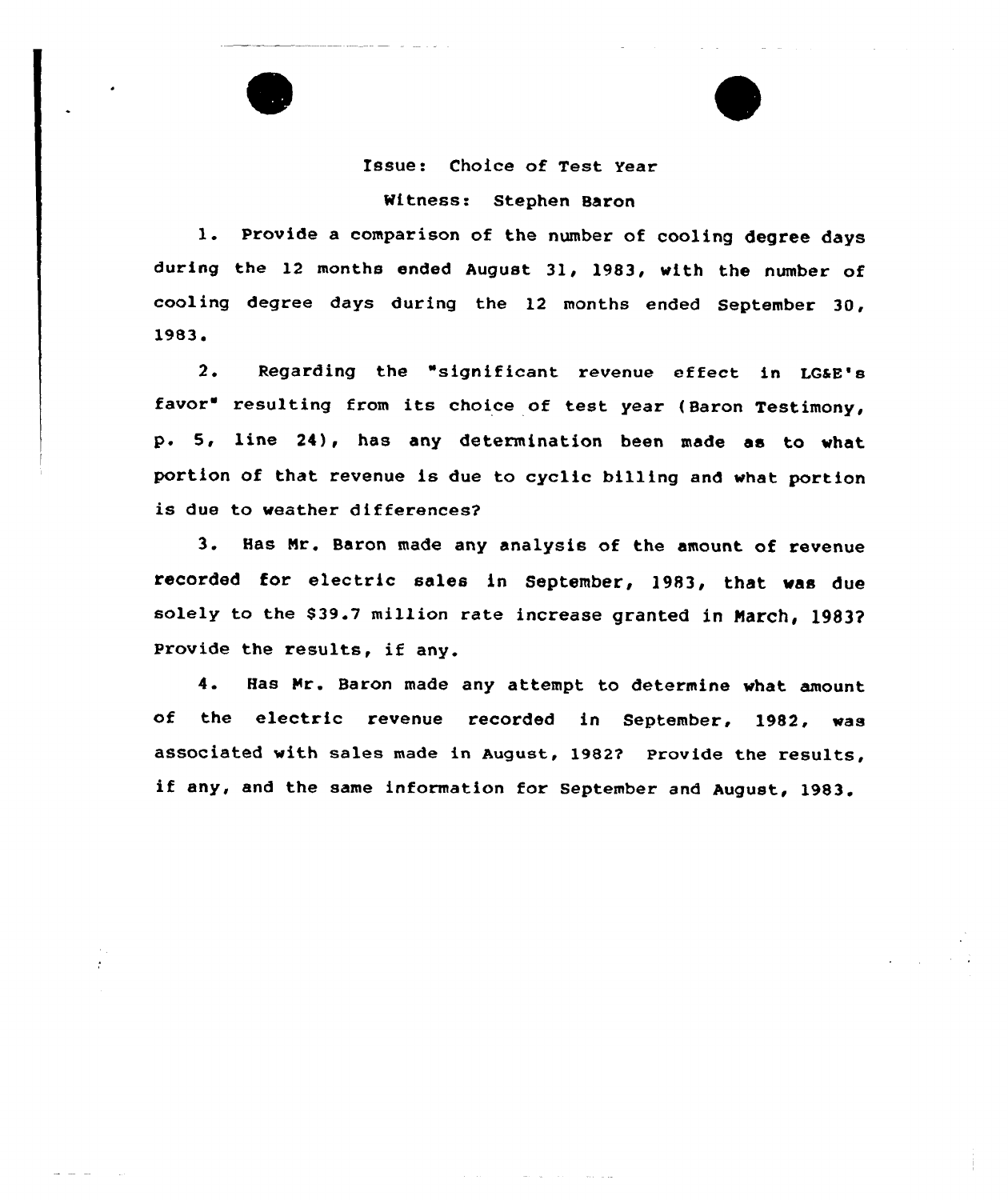Issue: Choice of Test Year

Witness: Stephen Baron

1. Provide a comparison of the number of cooling degree days during the 12 months ended August 31, 1983, with the number of cooling degree days during the 12 months ended September 30, 1983.

2. Regarding the "significant revenue effect in LG&E's favor" resulting from its choice of test year (Baron Testimony, p. 5, line 24), has any determination been made as to what portion of that revenue is due to cyclic billing and what portion is due to weather differences?

3. Has Mr. Baron made any analysis of the amount of revenue recorded for electric sales in September, 1983, that was due solely to the $39.7 million rate increase granted in March, 1983? Provide the results, if any.

4. Has Mr. Baron made any attempt to determine what amount of the electric revenue recorded in September, 1982, was associated with sales made in August, 1982? Provide the results, if any, and the same information for September and August, 1983.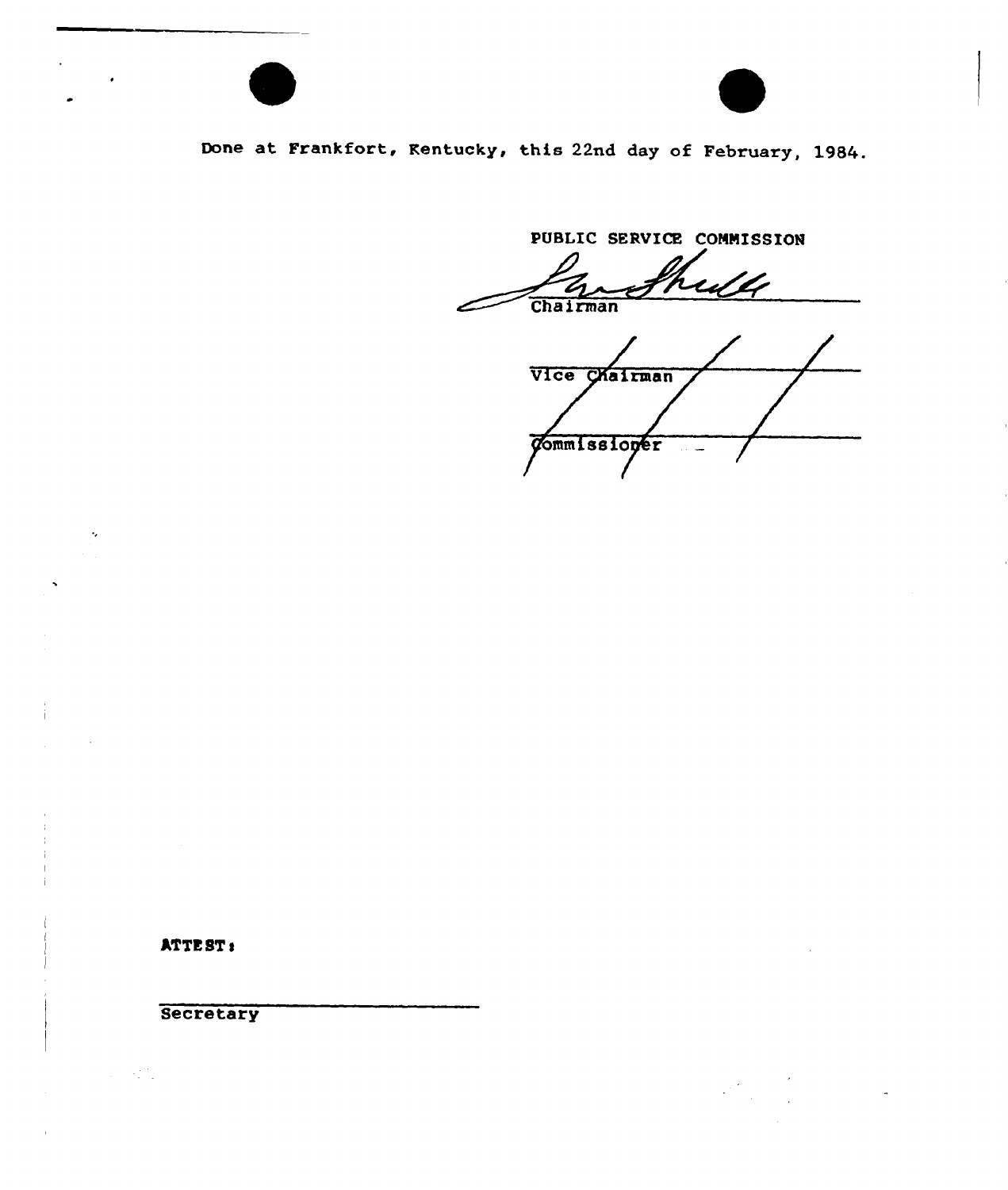Done at Frankfort, Kentucky, this 22nd day of February, 1984.

PUBLIC SERVICE COMMISSION

Chairman

Vice Chairman

Commissioner

ATTEST:

Secretary